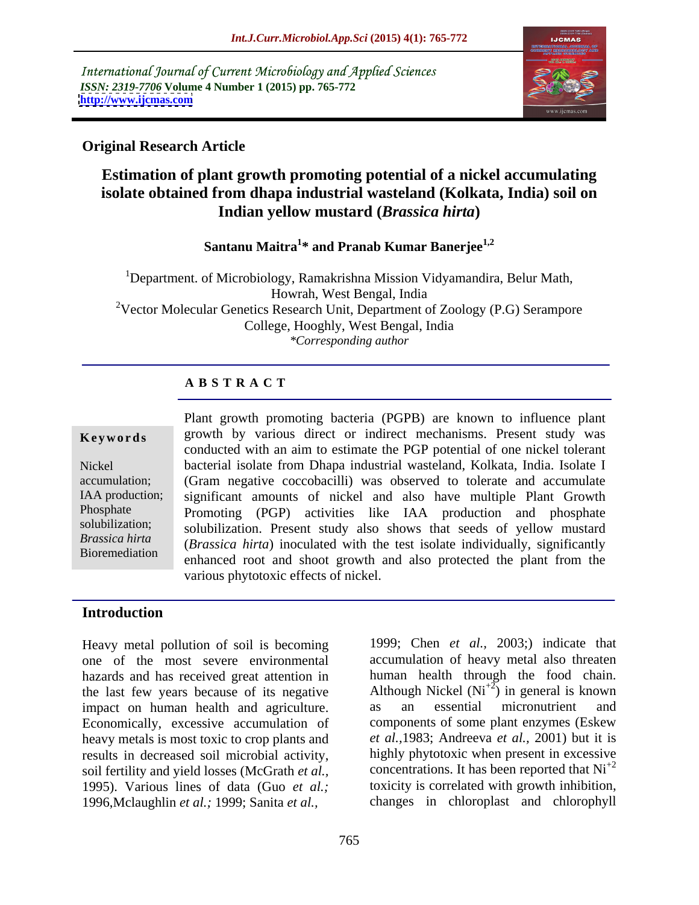International Journal of Current Microbiology and Applied Sciences
*ISSN: 2319-7706* **Volume 4 Number 1 (2015) pp. 765-772**
**http://www.ijcmas.com**

**Original Research Article**

# Estimation of plant growth promoting potential of a nickel accumulating isolate obtained from dhapa industrial wasteland (Kolkata, India) soil on Indian yellow mustard (*Brassica hirta*)

**Santanu Maitra[1]* and Pranab Kumar Banerjee[1,2]**

[1]Department. of Microbiology, Ramakrishna Mission Vidyamandira, Belur Math, Howrah, West Bengal, India
[2]Vector Molecular Genetics Research Unit, Department of Zoology (P.G) Serampore College, Hooghly, West Bengal, India
*\*Corresponding author*

## ABSTRACT

**Keywords**

Nickel accumulation; IAA production; Phosphate solubilization; *Brassica hirta* Bioremediation

Plant growth promoting bacteria (PGPB) are known to influence plant growth by various direct or indirect mechanisms. Present study was conducted with an aim to estimate the PGP potential of one nickel tolerant bacterial isolate from Dhapa industrial wasteland, Kolkata, India. Isolate I (Gram negative coccobacilli) was observed to tolerate and accumulate significant amounts of nickel and also have multiple Plant Growth Promoting (PGP) activities like IAA production and phosphate solubilization. Present study also shows that seeds of yellow mustard (*Brassica hirta*) inoculated with the test isolate individually, significantly enhanced root and shoot growth and also protected the plant from the various phytotoxic effects of nickel.

## Introduction

Heavy metal pollution of soil is becoming one of the most severe environmental hazards and has received great attention in the last few years because of its negative impact on human health and agriculture. Economically, excessive accumulation of heavy metals is most toxic to crop plants and results in decreased soil microbial activity, soil fertility and yield losses (McGrath *et al.,* 1995). Various lines of data (Guo *et al.;* 1996,Mclaughlin *et al.;* 1999; Sanita *et al.,* 1999; Chen *et al.,* 2003;) indicate that accumulation of heavy metal also threaten human health through the food chain. Although Nickel ($Ni^{+2}$) in general is known as an essential micronutrient and components of some plant enzymes (Eskew *et al.,*1983; Andreeva *et al.,* 2001) but it is highly phytotoxic when present in excessive concentrations. It has been reported that $Ni^{+2}$ toxicity is correlated with growth inhibition, changes in chloroplast and chlorophyll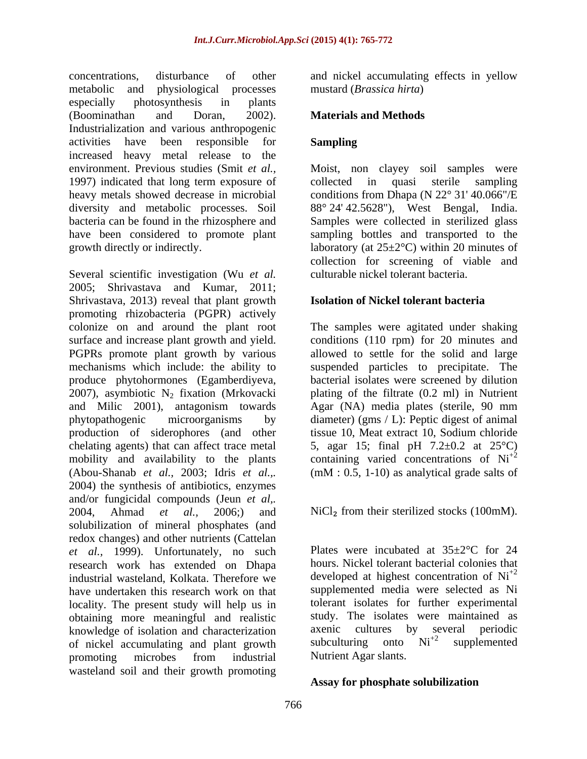concentrations, disturbance of other metabolic and physiological processes especially photosynthesis in plants (Boominathan and Doran, 2002). Industrialization and various anthropogenic activities have been responsible for increased heavy metal release to the environment. Previous studies (Smit *et al.,* 1997) indicated that long term exposure of heavy metals showed decrease in microbial diversity and metabolic processes. Soil bacteria can be found in the rhizosphere and have been considered to promote plant growth directly or indirectly.

Several scientific investigation (Wu *et al.* 2005; Shrivastava and Kumar, 2011; Shrivastava, 2013) reveal that plant growth promoting rhizobacteria (PGPR) actively colonize on and around the plant root surface and increase plant growth and yield. PGPRs promote plant growth by various mechanisms which include: the ability to produce phytohormones (Egamberdiyeva, 2007), asymbiotic $N_2$ fixation (Mrkovacki and Milic 2001), antagonism towards phytopathogenic microorganisms by production of siderophores (and other chelating agents) that can affect trace metal mobility and availability to the plants (Abou-Shanab *et al.,* 2003; Idris *et al.,*. 2004) the synthesis of antibiotics, enzymes and/or fungicidal compounds (Jeun *et al,.* 2004, Ahmad *et al.,* 2006;) and solubilization of mineral phosphates (and redox changes) and other nutrients (Cattelan *et al.,* 1999). Unfortunately, no such research work has extended on Dhapa industrial wasteland, Kolkata. Therefore we have undertaken this research work on that locality. The present study will help us in obtaining more meaningful and realistic knowledge of isolation and characterization of nickel accumulating and plant growth promoting microbes from industrial wasteland soil and their growth promoting and nickel accumulating effects in yellow mustard (*Brassica hirta*)

## Materials and Methods

### Sampling

Moist, non clayey soil samples were collected in quasi sterile sampling conditions from Dhapa (N 22° 31' 40.066"/E 88° 24' 42.5628"), West Bengal, India. Samples were collected in sterilized glass sampling bottles and transported to the laboratory (at 25±2°C) within 20 minutes of collection for screening of viable and culturable nickel tolerant bacteria.

### Isolation of Nickel tolerant bacteria

The samples were agitated under shaking conditions (110 rpm) for 20 minutes and allowed to settle for the solid and large suspended particles to precipitate. The bacterial isolates were screened by dilution plating of the filtrate (0.2 ml) in Nutrient Agar (NA) media plates (sterile, 90 mm diameter) (gms / L): Peptic digest of animal tissue 10, Meat extract 10, Sodium chloride 5, agar 15; final pH 7.2±0.2 at 25°C) containing varied concentrations of $Ni^{+2}$ (mM : 0.5, 1-10) as analytical grade salts of

$NiCl_2$ from their sterilized stocks (100mM).

Plates were incubated at 35±2°C for 24 hours. Nickel tolerant bacterial colonies that developed at highest concentration of $Ni^{+2}$ supplemented media were selected as Ni tolerant isolates for further experimental study. The isolates were maintained as axenic cultures by several periodic subculturing onto $Ni^{+2}$ supplemented Nutrient Agar slants.

### Assay for phosphate solubilization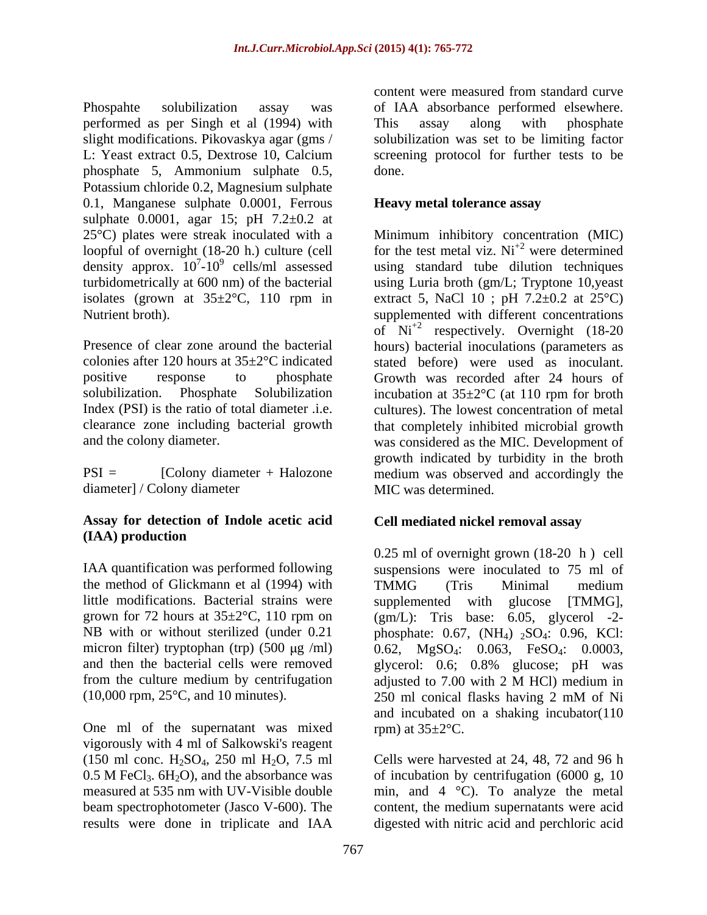Phospahte solubilization assay was performed as per Singh et al (1994) with slight modifications. Pikovaskya agar (gms / L: Yeast extract 0.5, Dextrose 10, Calcium phosphate 5, Ammonium sulphate 0.5, Potassium chloride 0.2, Magnesium sulphate 0.1, Manganese sulphate 0.0001, Ferrous sulphate 0.0001, agar 15; pH 7.2±0.2 at 25°C) plates were streak inoculated with a loopful of overnight (18-20 h.) culture (cell density approx. $10^7$-$10^9$ cells/ml assessed turbidometrically at 600 nm) of the bacterial isolates (grown at 35±2°C, 110 rpm in Nutrient broth).

Presence of clear zone around the bacterial colonies after 120 hours at 35±2°C indicated positive response to phosphate solubilization. Phosphate Solubilization Index (PSI) is the ratio of total diameter .i.e. clearance zone including bacterial growth and the colony diameter.

PSI = [Colony diameter + Halozone diameter] / Colony diameter

### Assay for detection of Indole acetic acid (IAA) production

IAA quantification was performed following the method of Glickmann et al (1994) with little modifications. Bacterial strains were grown for 72 hours at 35±2°C, 110 rpm on NB with or without sterilized (under 0.21 micron filter) tryptophan (trp) (500 µg /ml) and then the bacterial cells were removed from the culture medium by centrifugation (10,000 rpm, 25°C, and 10 minutes).

One ml of the supernatant was mixed vigorously with 4 ml of Salkowski's reagent (150 ml conc. $H_2SO_4$, 250 ml $H_2O$, 7.5 ml 0.5 M $FeCl_3 \cdot 6H_2O$), and the absorbance was measured at 535 nm with UV-Visible double beam spectrophotometer (Jasco V-600). The results were done in triplicate and IAA content were measured from standard curve of IAA absorbance performed elsewhere. This assay along with phosphate solubilization was set to be limiting factor screening protocol for further tests to be done.

### Heavy metal tolerance assay

Minimum inhibitory concentration (MIC) for the test metal viz. $Ni^{+2}$ were determined using standard tube dilution techniques using Luria broth (gm/L; Tryptone 10,yeast extract 5, NaCl 10 ; pH 7.2±0.2 at 25°C) supplemented with different concentrations of $Ni^{+2}$ respectively. Overnight (18-20 hours) bacterial inoculations (parameters as stated before) were used as inoculant. Growth was recorded after 24 hours of incubation at 35±2°C (at 110 rpm for broth cultures). The lowest concentration of metal that completely inhibited microbial growth was considered as the MIC. Development of growth indicated by turbidity in the broth medium was observed and accordingly the MIC was determined.

### Cell mediated nickel removal assay

0.25 ml of overnight grown (18-20 h ) cell suspensions were inoculated to 75 ml of TMMG (Tris Minimal medium supplemented with glucose [TMMG], (gm/L): Tris base: 6.05, glycerol -2-phosphate: 0.67, $(NH_4)_2SO_4$: 0.96, KCl: 0.62, $MgSO_4$: 0.063, $FeSO_4$: 0.0003, glycerol: 0.6; 0.8% glucose; pH was adjusted to 7.00 with 2 M HCl) medium in 250 ml conical flasks having 2 mM of Ni and incubated on a shaking incubator(110 rpm) at 35±2°C.

Cells were harvested at 24, 48, 72 and 96 h of incubation by centrifugation (6000 g, 10 min, and 4 °C). To analyze the metal content, the medium supernatants were acid digested with nitric acid and perchloric acid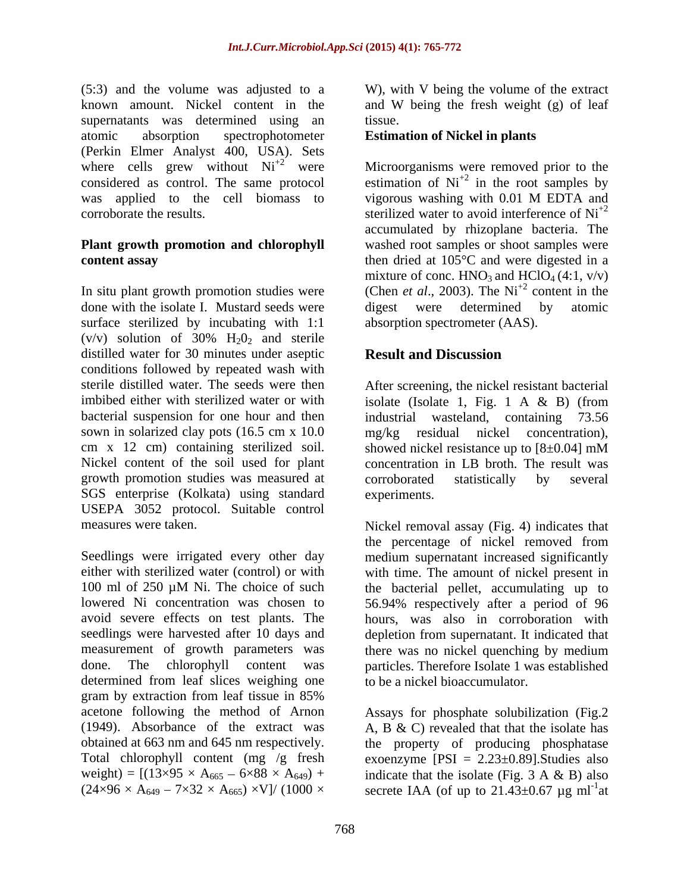(5:3) and the volume was adjusted to a known amount. Nickel content in the supernatants was determined using an atomic absorption spectrophotometer (Perkin Elmer Analyst 400, USA). Sets where cells grew without $Ni^{+2}$ were considered as control. The same protocol was applied to the cell biomass to corroborate the results.

### Plant growth promotion and chlorophyll content assay

In situ plant growth promotion studies were done with the isolate I. Mustard seeds were surface sterilized by incubating with 1:1 (v/v) solution of 30% $H_20_2$ and sterile distilled water for 30 minutes under aseptic conditions followed by repeated wash with sterile distilled water. The seeds were then imbibed either with sterilized water or with bacterial suspension for one hour and then sown in solarized clay pots (16.5 cm x 10.0 cm x 12 cm) containing sterilized soil. Nickel content of the soil used for plant growth promotion studies was measured at SGS enterprise (Kolkata) using standard USEPA 3052 protocol. Suitable control measures were taken.

Seedlings were irrigated every other day either with sterilized water (control) or with 100 ml of 250 µM Ni. The choice of such lowered Ni concentration was chosen to avoid severe effects on test plants. The seedlings were harvested after 10 days and measurement of growth parameters was done. The chlorophyll content was determined from leaf slices weighing one gram by extraction from leaf tissue in 85% acetone following the method of Arnon (1949). Absorbance of the extract was obtained at 663 nm and 645 nm respectively. Total chlorophyll content (mg /g fresh weight) = $[(13\times95 \times A_{665} - 6\times88 \times A_{649}) + (24\times96 \times A_{649} - 7\times32 \times A_{665}) \times V]/ (1000 \times W)$, with V being the volume of the extract and W being the fresh weight (g) of leaf tissue.

### Estimation of Nickel in plants

Microorganisms were removed prior to the estimation of $Ni^{+2}$ in the root samples by vigorous washing with 0.01 M EDTA and sterilized water to avoid interference of $Ni^{+2}$ accumulated by rhizoplane bacteria. The washed root samples or shoot samples were then dried at 105°C and were digested in a mixture of conc. $HNO_3$ and $HClO_4$ (4:1, v/v) (Chen *et al*., 2003). The $Ni^{+2}$ content in the digest were determined by atomic absorption spectrometer (AAS).

## Result and Discussion

After screening, the nickel resistant bacterial isolate (Isolate 1, Fig. 1 A & B) (from industrial wasteland, containing 73.56 mg/kg residual nickel concentration), showed nickel resistance up to [8±0.04] mM concentration in LB broth. The result was corroborated statistically by several experiments.

Nickel removal assay (Fig. 4) indicates that the percentage of nickel removed from medium supernatant increased significantly with time. The amount of nickel present in the bacterial pellet, accumulating up to 56.94% respectively after a period of 96 hours, was also in corroboration with depletion from supernatant. It indicated that there was no nickel quenching by medium particles. Therefore Isolate 1 was established to be a nickel bioaccumulator.

Assays for phosphate solubilization (Fig.2 A, B & C) revealed that that the isolate has the property of producing phosphatase exoenzyme [PSI = 2.23±0.89].Studies also indicate that the isolate (Fig. 3 A & B) also secrete IAA (of up to 21.43±0.67 µg $ml^{-1}$at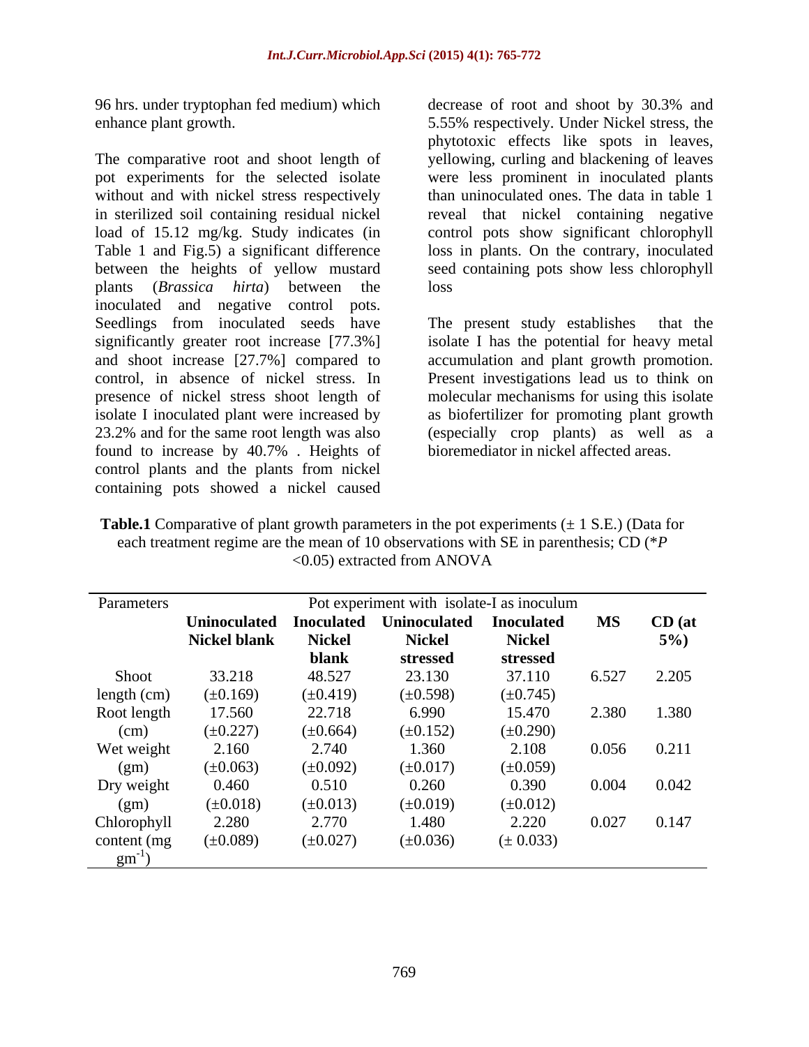96 hrs. under tryptophan fed medium) which enhance plant growth.

The comparative root and shoot length of pot experiments for the selected isolate without and with nickel stress respectively in sterilized soil containing residual nickel load of 15.12 mg/kg. Study indicates (in Table 1 and Fig.5) a significant difference between the heights of yellow mustard plants (*Brassica hirta*) between the inoculated and negative control pots. Seedlings from inoculated seeds have significantly greater root increase [77.3%] and shoot increase [27.7%] compared to control, in absence of nickel stress. In presence of nickel stress shoot length of isolate I inoculated plant were increased by 23.2% and for the same root length was also found to increase by 40.7% . Heights of control plants and the plants from nickel containing pots showed a nickel caused decrease of root and shoot by 30.3% and 5.55% respectively. Under Nickel stress, the phytotoxic effects like spots in leaves, yellowing, curling and blackening of leaves were less prominent in inoculated plants than uninoculated ones. The data in table 1 reveal that nickel containing negative control pots show significant chlorophyll loss in plants. On the contrary, inoculated seed containing pots show less chlorophyll loss

The present study establishes that the isolate I has the potential for heavy metal accumulation and plant growth promotion. Present investigations lead us to think on molecular mechanisms for using this isolate as biofertilizer for promoting plant growth (especially crop plants) as well as a bioremediator in nickel affected areas.

**Table.1** Comparative of plant growth parameters in the pot experiments (± 1 S.E.) (Data for each treatment regime are the mean of 10 observations with SE in parenthesis; CD (*$P$ <0.05) extracted from ANOVA

| Parameters | Pot experiment with isolate-I as inoculum | | | | | |
|---|---|---|---|---|---|---|
| | **Uninoculated Nickel blank** | **Inoculated Nickel blank** | **Uninoculated Nickel stressed** | **Inoculated Nickel stressed** | **MS** | **CD (at 5%)** |
| Shoot length (cm) | 33.218 (±0.169) | 48.527 (±0.419) | 23.130 (±0.598) | 37.110 (±0.745) | 6.527 | 2.205 |
| Root length (cm) | 17.560 (±0.227) | 22.718 (±0.664) | 6.990 (±0.152) | 15.470 (±0.290) | 2.380 | 1.380 |
| Wet weight (gm) | 2.160 (±0.063) | 2.740 (±0.092) | 1.360 (±0.017) | 2.108 (±0.059) | 0.056 | 0.211 |
| Dry weight (gm) | 0.460 (±0.018) | 0.510 (±0.013) | 0.260 (±0.019) | 0.390 (±0.012) | 0.004 | 0.042 |
| Chlorophyll content (mg $gm^{-1}$) | 2.280 (±0.089) | 2.770 (±0.027) | 1.480 (±0.036) | 2.220 (± 0.033) | 0.027 | 0.147 |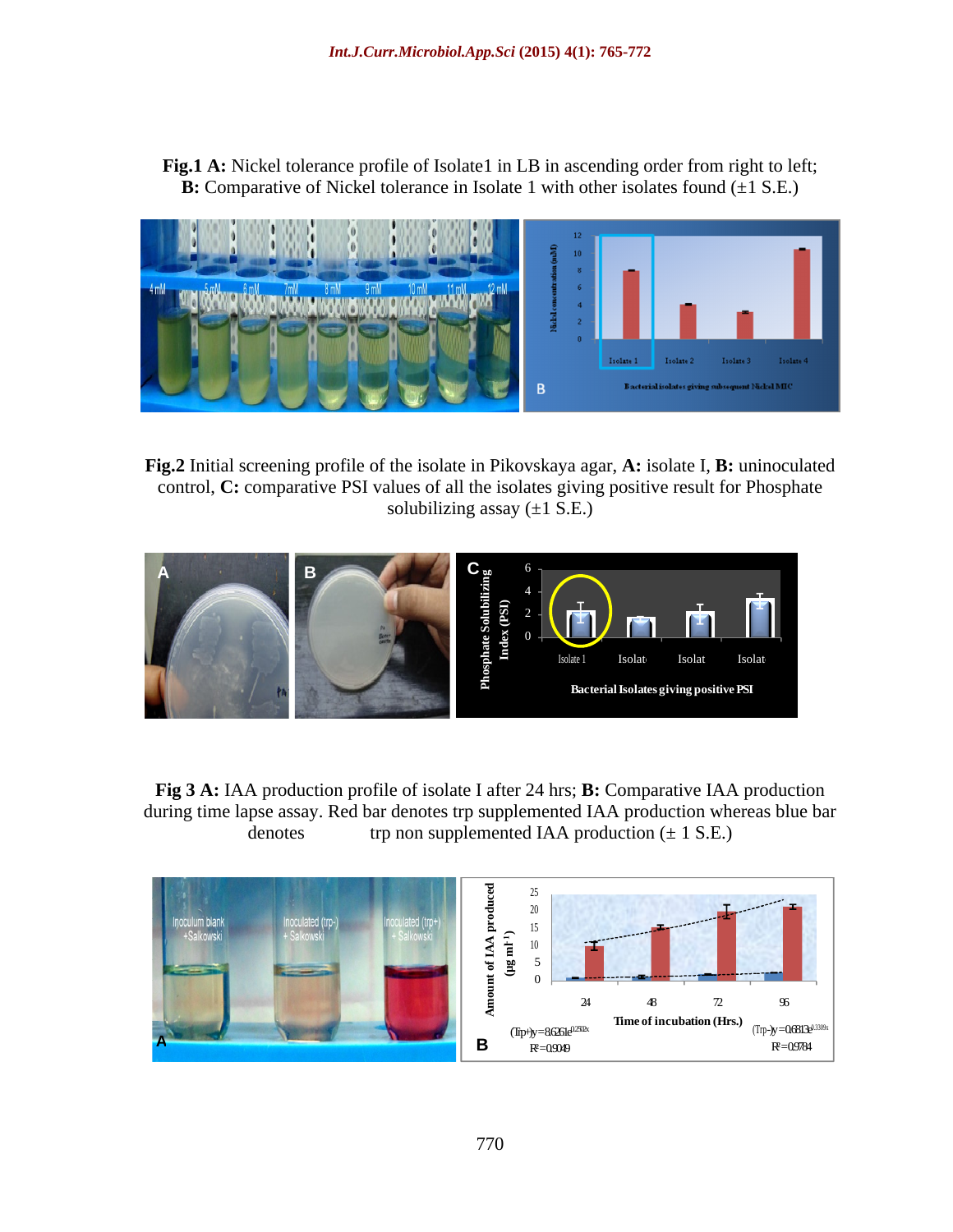**Fig.1 A:** Nickel tolerance profile of Isolate1 in LB in ascending order from right to left; **B:** Comparative of Nickel tolerance in Isolate 1 with other isolates found (±1 S.E.)

**Fig.2** Initial screening profile of the isolate in Pikovskaya agar, **A:** isolate I, **B:** uninoculated control, **C:** comparative PSI values of all the isolates giving positive result for Phosphate solubilizing assay (±1 S.E.)

**Fig 3 A:** IAA production profile of isolate I after 24 hrs; **B:** Comparative IAA production during time lapse assay. Red bar denotes trp supplemented IAA production whereas blue bar denotes trp non supplemented IAA production (± 1 S.E.)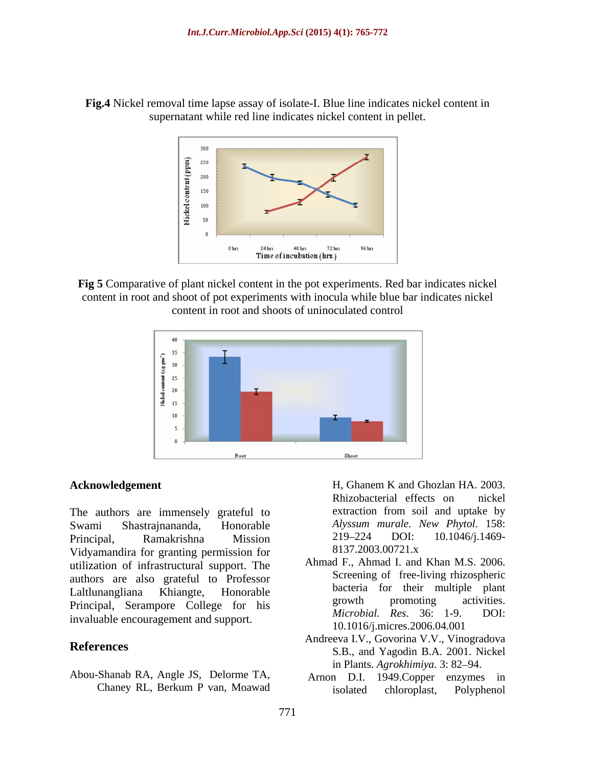**Fig.4** Nickel removal time lapse assay of isolate-I. Blue line indicates nickel content in supernatant while red line indicates nickel content in pellet.

**Fig 5** Comparative of plant nickel content in the pot experiments. Red bar indicates nickel content in root and shoot of pot experiments with inocula while blue bar indicates nickel content in root and shoots of uninoculated control

## Acknowledgement

The authors are immensely grateful to Swami Shastrajnananda, Honorable Principal, Ramakrishna Mission Vidyamandira for granting permission for utilization of infrastructural support. The authors are also grateful to Professor Laltlunangliana Khiangte, Honorable Principal, Serampore College for his invaluable encouragement and support.

## References

Abou-Shanab RA, Angle JS, Delorme TA, Chaney RL, Berkum P van, Moawad H, Ghanem K and Ghozlan HA. 2003. Rhizobacterial effects on nickel extraction from soil and uptake by *Alyssum murale*. *New Phytol*. 158: 219–224 DOI: 10.1046/j.1469-8137.2003.00721.x

Ahmad F., Ahmad I. and Khan M.S. 2006. Screening of free-living rhizospheric bacteria for their multiple plant growth promoting activities. *Microbial. Res*. 36: 1-9. DOI: 10.1016/j.micres.2006.04.001

Andreeva I.V., Govorina V.V., Vinogradova S.B., and Yagodin B.A. 2001. Nickel in Plants. *Agrokhimiya*. 3: 82–94.

Arnon D.I. 1949.Copper enzymes in isolated chloroplast, Polyphenol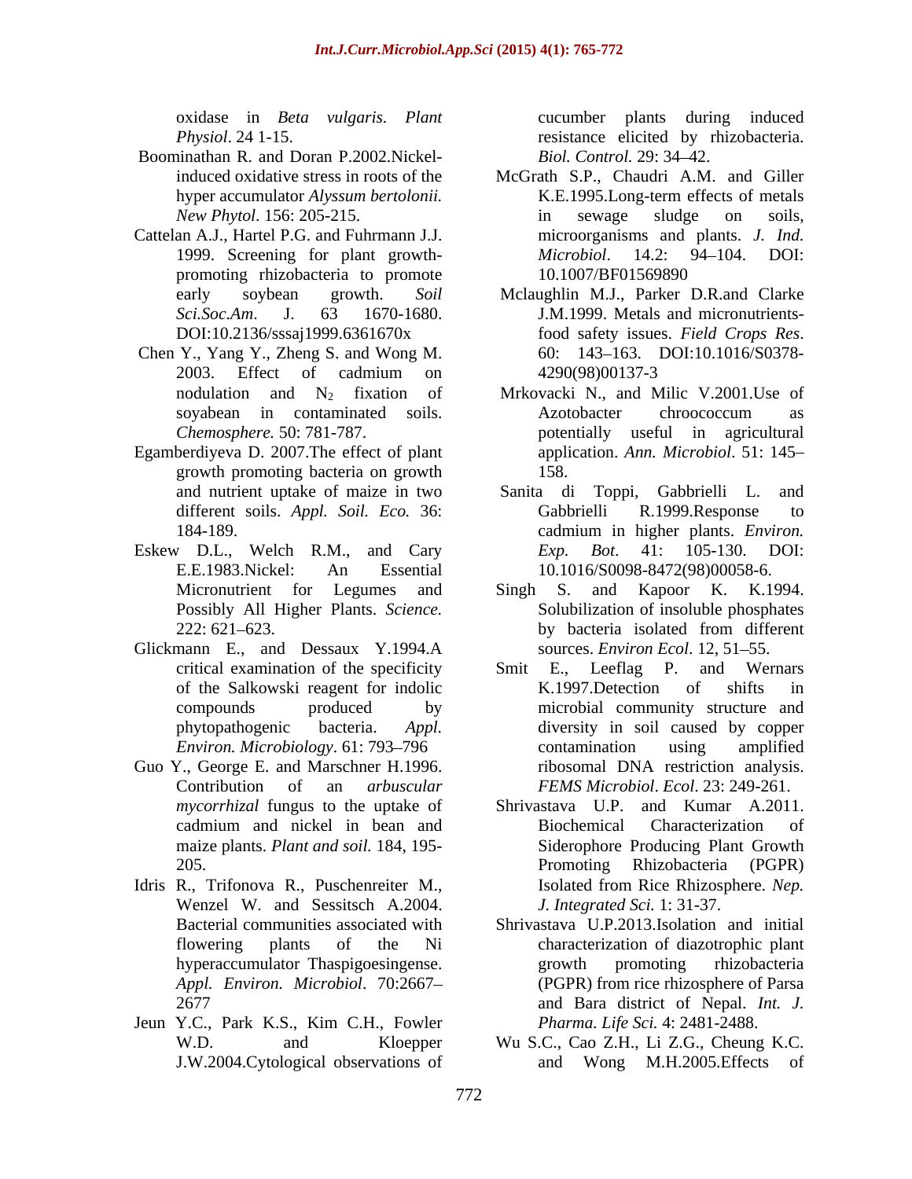oxidase in *Beta vulgaris*. *Plant Physiol*. 24 1-15.

Boominathan R. and Doran P.2002.Nickel-induced oxidative stress in roots of the hyper accumulator *Alyssum bertolonii. New Phytol*. 156: 205-215.

Cattelan A.J., Hartel P.G. and Fuhrmann J.J. 1999. Screening for plant growth-promoting rhizobacteria to promote early soybean growth. *Soil Sci.Soc.Am*. J. 63 1670-1680. DOI:10.2136/sssaj1999.6361670x

Chen Y., Yang Y., Zheng S. and Wong M. 2003. Effect of cadmium on nodulation and $N_2$ fixation of soyabean in contaminated soils. *Chemosphere.* 50: 781-787.

Egamberdiyeva D. 2007.The effect of plant growth promoting bacteria on growth and nutrient uptake of maize in two different soils. *Appl. Soil. Eco.* 36: 184-189.

Eskew D.L., Welch R.M., and Cary E.E.1983.Nickel: An Essential Micronutrient for Legumes and Possibly All Higher Plants. *Science.* 222: 621–623.

Glickmann E., and Dessaux Y.1994.A critical examination of the specificity of the Salkowski reagent for indolic compounds produced by phytopathogenic bacteria. *Appl. Environ. Microbiology*. 61: 793–796

Guo Y., George E. and Marschner H.1996. Contribution of an *arbuscular mycorrhizal* fungus to the uptake of cadmium and nickel in bean and maize plants. *Plant and soil.* 184, 195-205.

Idris R., Trifonova R., Puschenreiter M., Wenzel W. and Sessitsch A.2004. Bacterial communities associated with flowering plants of the Ni hyperaccumulator Thaspigoesingense. *Appl. Environ. Microbiol*. 70:2667–2677

Jeun Y.C., Park K.S., Kim C.H., Fowler W.D. and Kloepper J.W.2004.Cytological observations of cucumber plants during induced resistance elicited by rhizobacteria. *Biol. Control.* 29: 34–42.

McGrath S.P., Chaudri A.M. and Giller K.E.1995.Long-term effects of metals in sewage sludge on soils, microorganisms and plants. *J. Ind. Microbiol*. 14.2: 94–104. DOI: 10.1007/BF01569890

Mclaughlin M.J., Parker D.R.and Clarke J.M.1999. Metals and micronutrients-food safety issues. *Field Crops Res*. 60: 143–163. DOI:10.1016/S0378-4290(98)00137-3

Mrkovacki N., and Milic V.2001.Use of Azotobacter chroococcum as potentially useful in agricultural application. *Ann. Microbiol*. 51: 145–158.

Sanita di Toppi, Gabbrielli L. and Gabbrielli R.1999.Response to cadmium in higher plants. *Environ. Exp. Bot*. 41: 105-130. DOI: 10.1016/S0098-8472(98)00058-6.

Singh S. and Kapoor K. K.1994. Solubilization of insoluble phosphates by bacteria isolated from different sources. *Environ Ecol*. 12, 51–55.

Smit E., Leeflag P. and Wernars K.1997.Detection of shifts in microbial community structure and diversity in soil caused by copper contamination using amplified ribosomal DNA restriction analysis. *FEMS Microbiol*. *Ecol*. 23: 249-261.

Shrivastava U.P. and Kumar A.2011. Biochemical Characterization of Siderophore Producing Plant Growth Promoting Rhizobacteria (PGPR) Isolated from Rice Rhizosphere. *Nep. J. Integrated Sci.* 1: 31-37.

Shrivastava U.P.2013.Isolation and initial characterization of diazotrophic plant growth promoting rhizobacteria (PGPR) from rice rhizosphere of Parsa and Bara district of Nepal. *Int. J. Pharma. Life Sci.* 4: 2481-2488.

Wu S.C., Cao Z.H., Li Z.G., Cheung K.C. and Wong M.H.2005.Effects of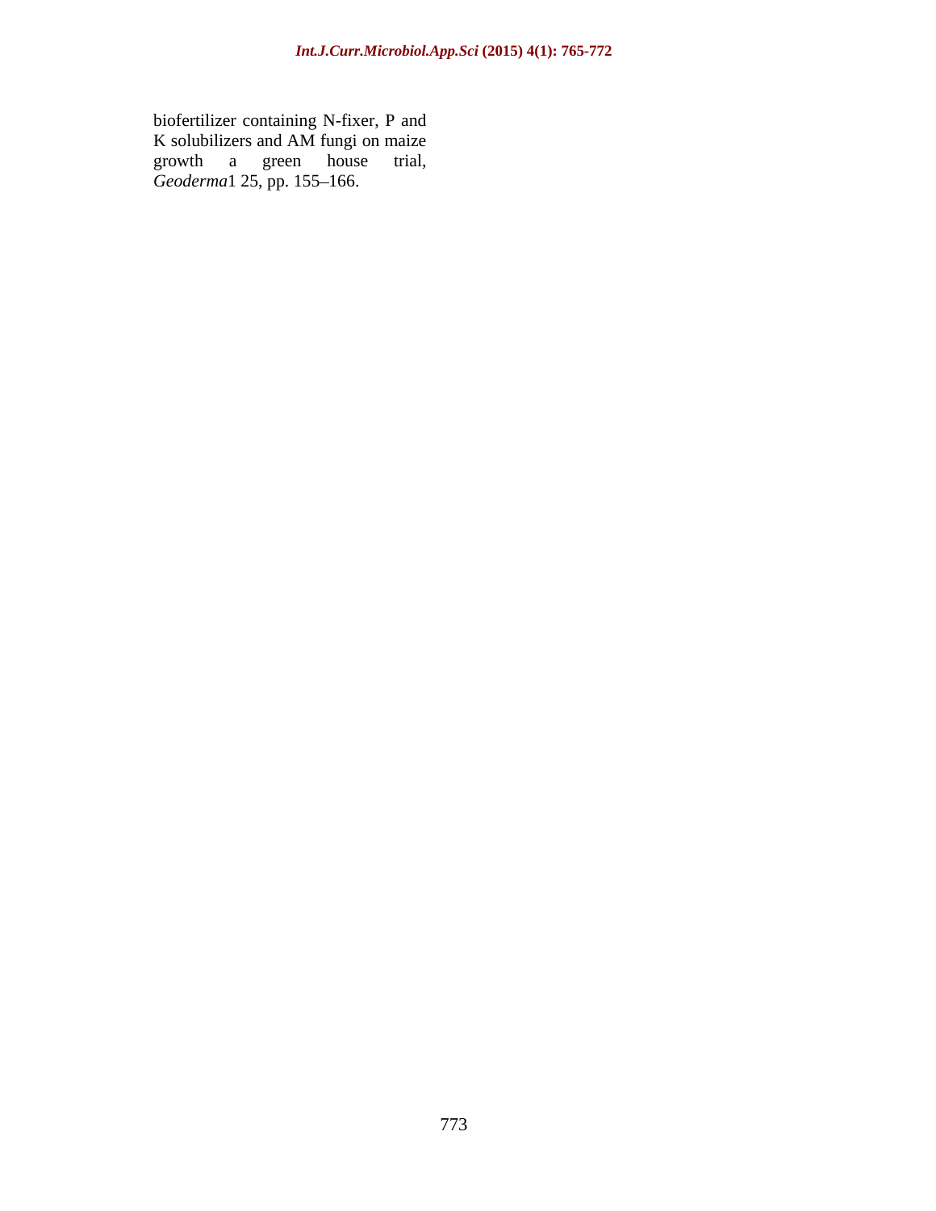biofertilizer containing N-fixer, P and K solubilizers and AM fungi on maize growth a green house trial, *Geoderma*1 25, pp. 155–166.